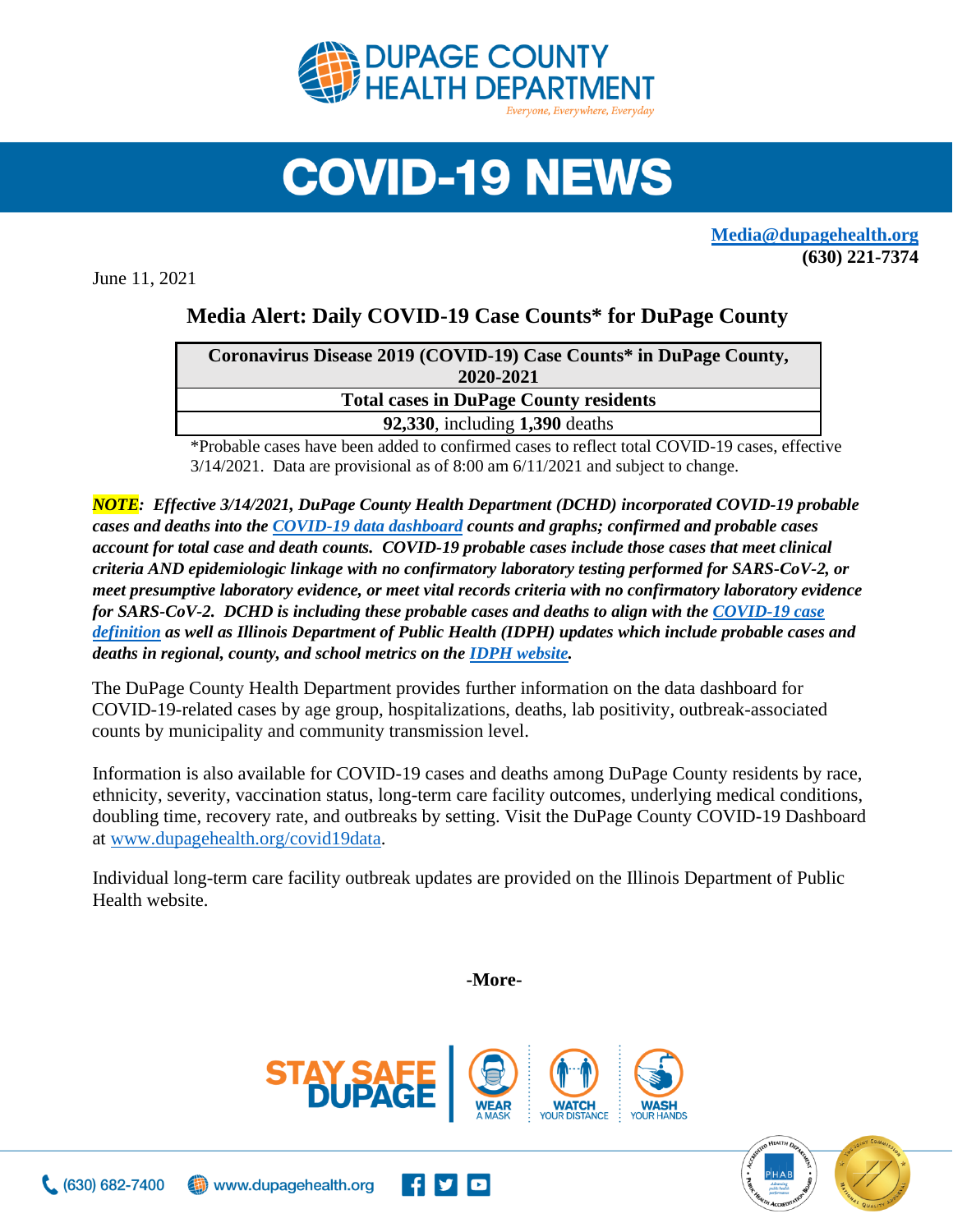# DUPAGE COUNTY HEALTH DEPARTMENT

*Everyone, Everywhere, Everyday*

# COVID-19 NEWS

**[Media@dupagehealth.org](mailto:Media@dupagehealth.org)**
**(630) 221-7374**

June 11, 2021

## Media Alert: Daily COVID-19 Case Counts* for DuPage County

| Coronavirus Disease 2019 (COVID-19) Case Counts* in DuPage County, 2020-2021 |
|---|
| **Total cases in DuPage County residents** |
| **92,330**, including **1,390** deaths |

*Probable cases have been added to confirmed cases to reflect total COVID-19 cases, effective 3/14/2021. Data are provisional as of 8:00 am 6/11/2021 and subject to change.

***NOTE**: Effective 3/14/2021, DuPage County Health Department (DCHD) incorporated COVID-19 probable cases and deaths into the COVID-19 data dashboard counts and graphs; confirmed and probable cases account for total case and death counts. COVID-19 probable cases include those cases that meet clinical criteria AND epidemiologic linkage with no confirmatory laboratory testing performed for SARS-CoV-2, or meet presumptive laboratory evidence, or meet vital records criteria with no confirmatory laboratory evidence for SARS-CoV-2. DCHD is including these probable cases and deaths to align with the COVID-19 case definition as well as Illinois Department of Public Health (IDPH) updates which include probable cases and deaths in regional, county, and school metrics on the IDPH website.*

The DuPage County Health Department provides further information on the data dashboard for COVID-19-related cases by age group, hospitalizations, deaths, lab positivity, outbreak-associated counts by municipality and community transmission level.

Information is also available for COVID-19 cases and deaths among DuPage County residents by race, ethnicity, severity, vaccination status, long-term care facility outcomes, underlying medical conditions, doubling time, recovery rate, and outbreaks by setting. Visit the DuPage County COVID-19 Dashboard at www.dupagehealth.org/covid19data.

Individual long-term care facility outbreak updates are provided on the Illinois Department of Public Health website.

**-More-**

STAY SAFE DUPAGE — WEAR A MASK | WATCH YOUR DISTANCE | WASH YOUR HANDS

(630) 682-7400 | www.dupagehealth.org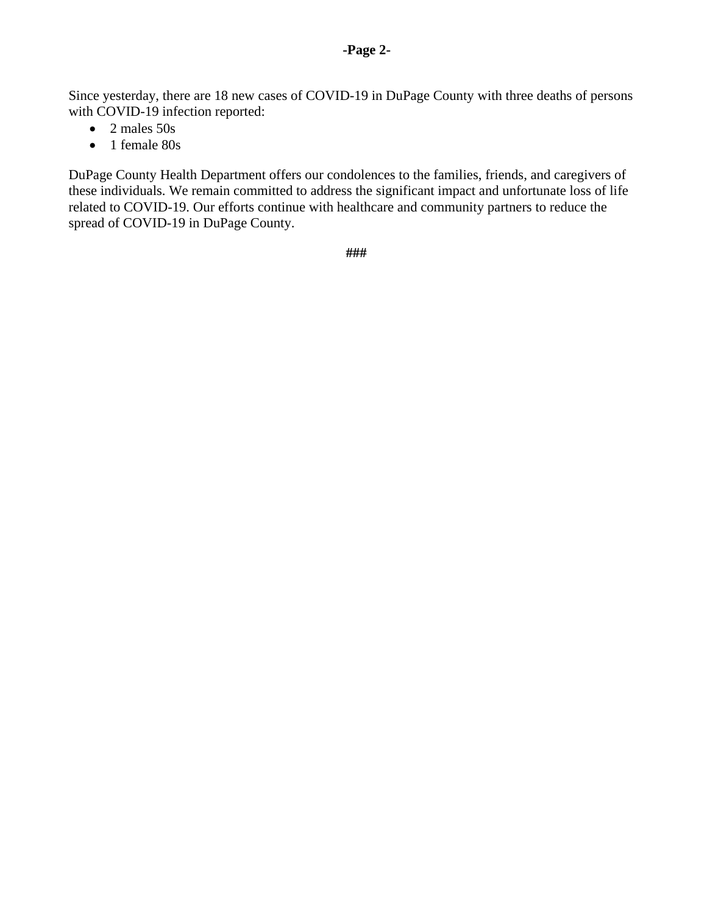Since yesterday, there are 18 new cases of COVID-19 in DuPage County with three deaths of persons with COVID-19 infection reported:

- 2 males 50s
- 1 female 80s

DuPage County Health Department offers our condolences to the families, friends, and caregivers of these individuals. We remain committed to address the significant impact and unfortunate loss of life related to COVID-19. Our efforts continue with healthcare and community partners to reduce the spread of COVID-19 in DuPage County.

**###**